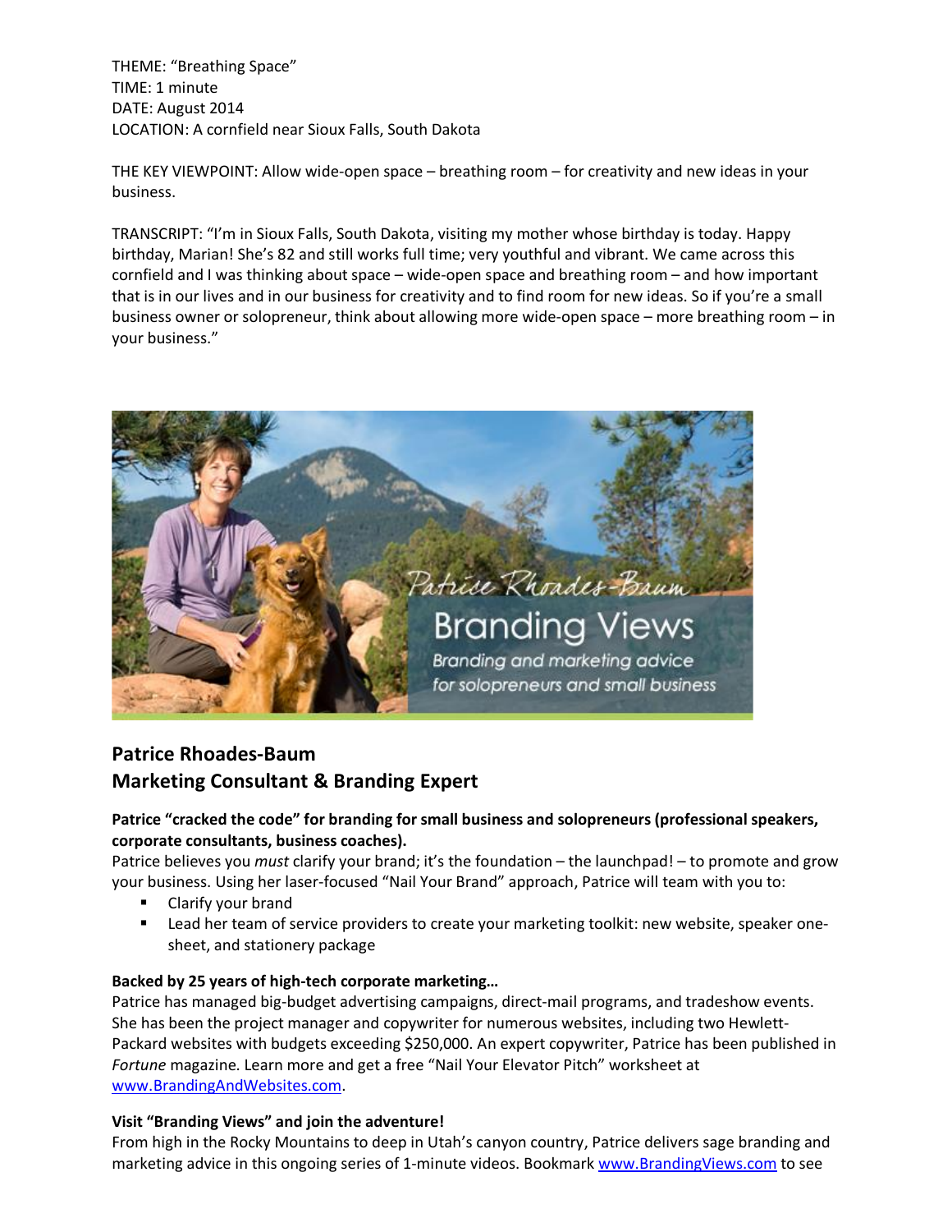THEME: "Breathing Space"
TIME: 1 minute
DATE: August 2014
LOCATION: A cornfield near Sioux Falls, South Dakota

THE KEY VIEWPOINT: Allow wide-open space – breathing room – for creativity and new ideas in your business.

TRANSCRIPT: "I'm in Sioux Falls, South Dakota, visiting my mother whose birthday is today. Happy birthday, Marian! She's 82 and still works full time; very youthful and vibrant. We came across this cornfield and I was thinking about space – wide-open space and breathing room – and how important that is in our lives and in our business for creativity and to find room for new ideas. So if you're a small business owner or solopreneur, think about allowing more wide-open space – more breathing room – in your business."

## Patrice Rhoades-Baum
## Marketing Consultant & Branding Expert

**Patrice "cracked the code" for branding for small business and solopreneurs (professional speakers, corporate consultants, business coaches).**

Patrice believes you *must* clarify your brand; it's the foundation – the launchpad! – to promote and grow your business. Using her laser-focused "Nail Your Brand" approach, Patrice will team with you to:

- Clarify your brand
- Lead her team of service providers to create your marketing toolkit: new website, speaker one-sheet, and stationery package

**Backed by 25 years of high-tech corporate marketing…**

Patrice has managed big-budget advertising campaigns, direct-mail programs, and tradeshow events. She has been the project manager and copywriter for numerous websites, including two Hewlett-Packard websites with budgets exceeding $250,000. An expert copywriter, Patrice has been published in *Fortune* magazine. Learn more and get a free "Nail Your Elevator Pitch" worksheet at www.BrandingAndWebsites.com.

**Visit "Branding Views" and join the adventure!**

From high in the Rocky Mountains to deep in Utah's canyon country, Patrice delivers sage branding and marketing advice in this ongoing series of 1-minute videos. Bookmark www.BrandingViews.com to see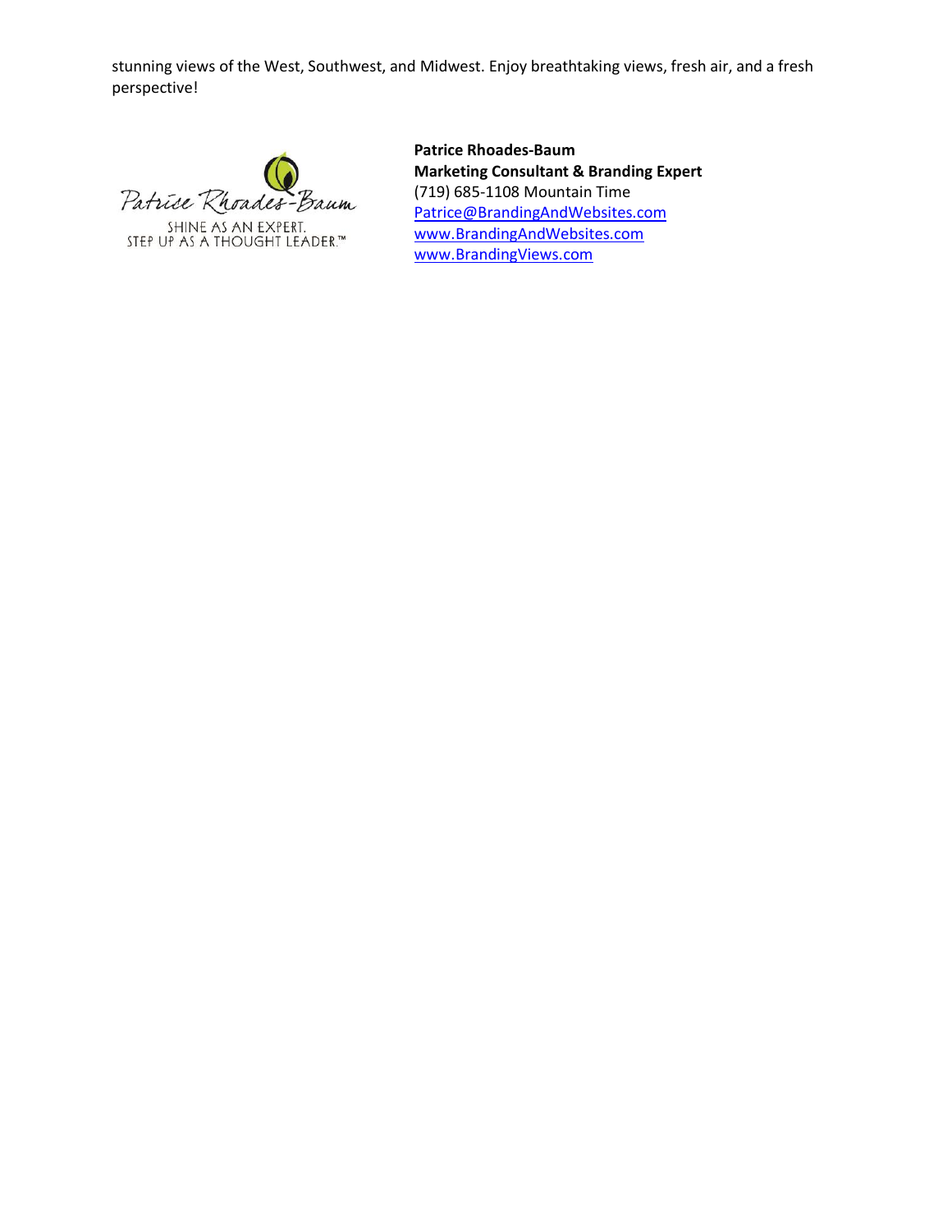stunning views of the West, Southwest, and Midwest. Enjoy breathtaking views, fresh air, and a fresh perspective!

Patrice Rhoades-Baum

SHINE AS AN EXPERT.
STEP UP AS A THOUGHT LEADER.™

**Patrice Rhoades-Baum**
**Marketing Consultant & Branding Expert**
(719) 685-1108 Mountain Time
Patrice@BrandingAndWebsites.com
www.BrandingAndWebsites.com
www.BrandingViews.com